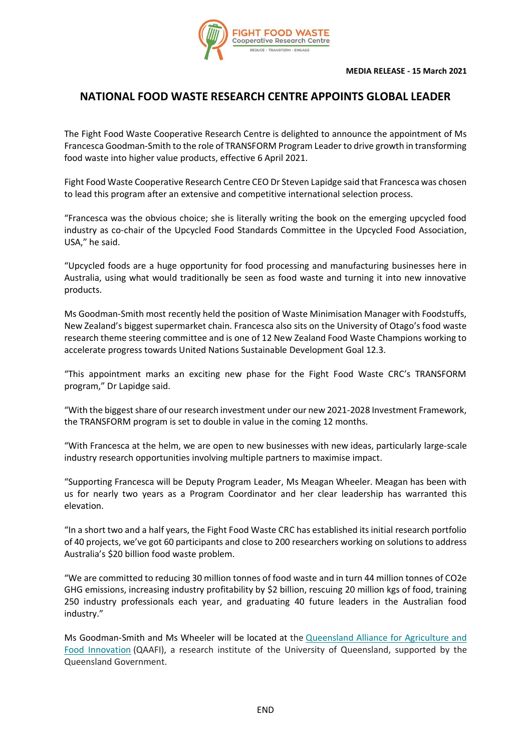**MEDIA RELEASE - 15 March 2021**

# NATIONAL FOOD WASTE RESEARCH CENTRE APPOINTS GLOBAL LEADER

The Fight Food Waste Cooperative Research Centre is delighted to announce the appointment of Ms Francesca Goodman-Smith to the role of TRANSFORM Program Leader to drive growth in transforming food waste into higher value products, effective 6 April 2021.

Fight Food Waste Cooperative Research Centre CEO Dr Steven Lapidge said that Francesca was chosen to lead this program after an extensive and competitive international selection process.

"Francesca was the obvious choice; she is literally writing the book on the emerging upcycled food industry as co-chair of the Upcycled Food Standards Committee in the Upcycled Food Association, USA," he said.

"Upcycled foods are a huge opportunity for food processing and manufacturing businesses here in Australia, using what would traditionally be seen as food waste and turning it into new innovative products.

Ms Goodman-Smith most recently held the position of Waste Minimisation Manager with Foodstuffs, New Zealand's biggest supermarket chain. Francesca also sits on the University of Otago's food waste research theme steering committee and is one of 12 New Zealand Food Waste Champions working to accelerate progress towards United Nations Sustainable Development Goal 12.3.

"This appointment marks an exciting new phase for the Fight Food Waste CRC's TRANSFORM program," Dr Lapidge said.

"With the biggest share of our research investment under our new 2021-2028 Investment Framework, the TRANSFORM program is set to double in value in the coming 12 months.

"With Francesca at the helm, we are open to new businesses with new ideas, particularly large-scale industry research opportunities involving multiple partners to maximise impact.

"Supporting Francesca will be Deputy Program Leader, Ms Meagan Wheeler. Meagan has been with us for nearly two years as a Program Coordinator and her clear leadership has warranted this elevation.

"In a short two and a half years, the Fight Food Waste CRC has established its initial research portfolio of 40 projects, we've got 60 participants and close to 200 researchers working on solutions to address Australia's $20 billion food waste problem.

"We are committed to reducing 30 million tonnes of food waste and in turn 44 million tonnes of $CO_2e$ GHG emissions, increasing industry profitability by $2 billion, rescuing 20 million kgs of food, training 250 industry professionals each year, and graduating 40 future leaders in the Australian food industry."

Ms Goodman-Smith and Ms Wheeler will be located at the Queensland Alliance for Agriculture and Food Innovation (QAAFI), a research institute of the University of Queensland, supported by the Queensland Government.

END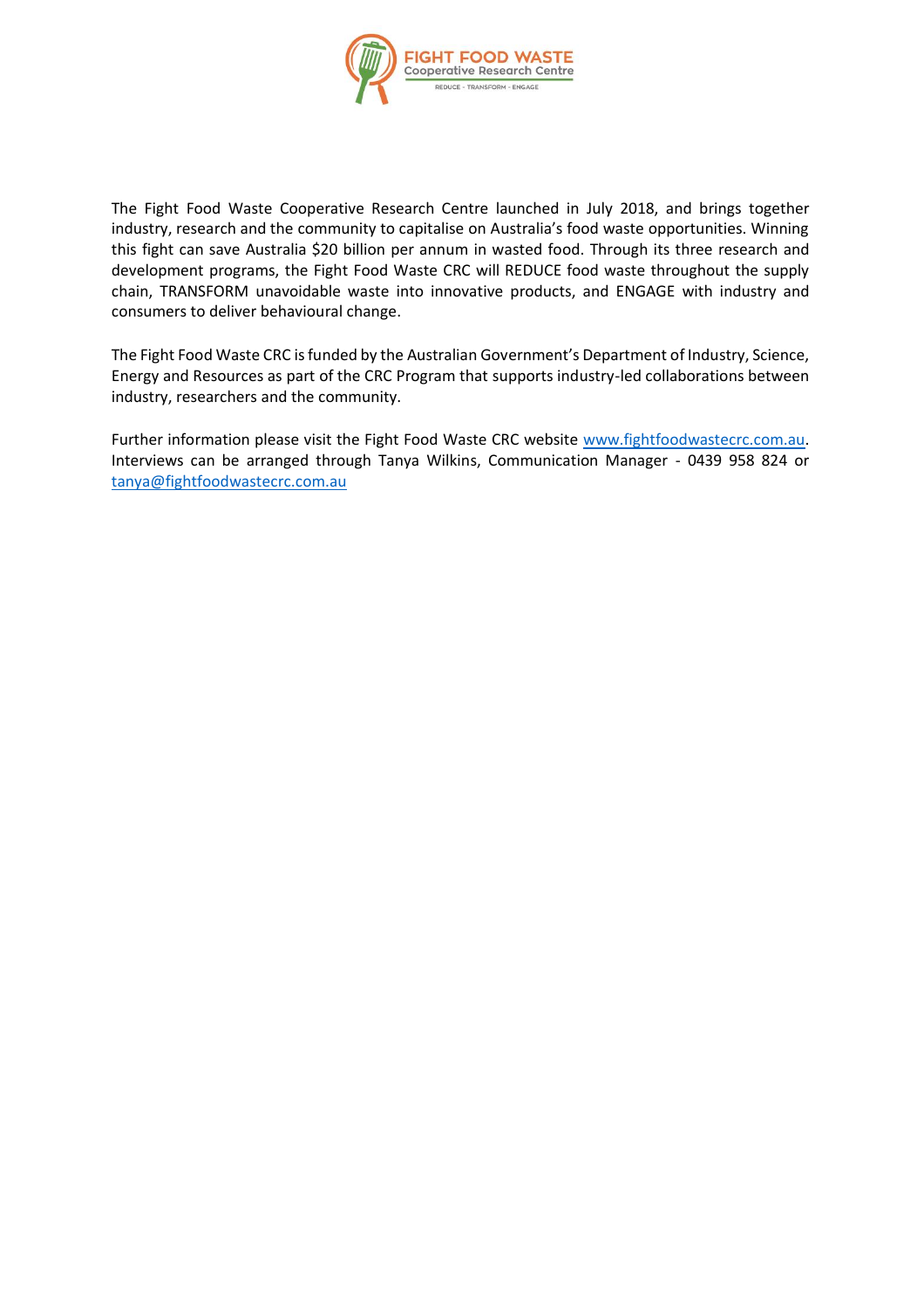The Fight Food Waste Cooperative Research Centre launched in July 2018, and brings together industry, research and the community to capitalise on Australia's food waste opportunities. Winning this fight can save Australia $20 billion per annum in wasted food. Through its three research and development programs, the Fight Food Waste CRC will REDUCE food waste throughout the supply chain, TRANSFORM unavoidable waste into innovative products, and ENGAGE with industry and consumers to deliver behavioural change.

The Fight Food Waste CRC is funded by the Australian Government's Department of Industry, Science, Energy and Resources as part of the CRC Program that supports industry-led collaborations between industry, researchers and the community.

Further information please visit the Fight Food Waste CRC website www.fightfoodwastecrc.com.au. Interviews can be arranged through Tanya Wilkins, Communication Manager - 0439 958 824 or tanya@fightfoodwastecrc.com.au